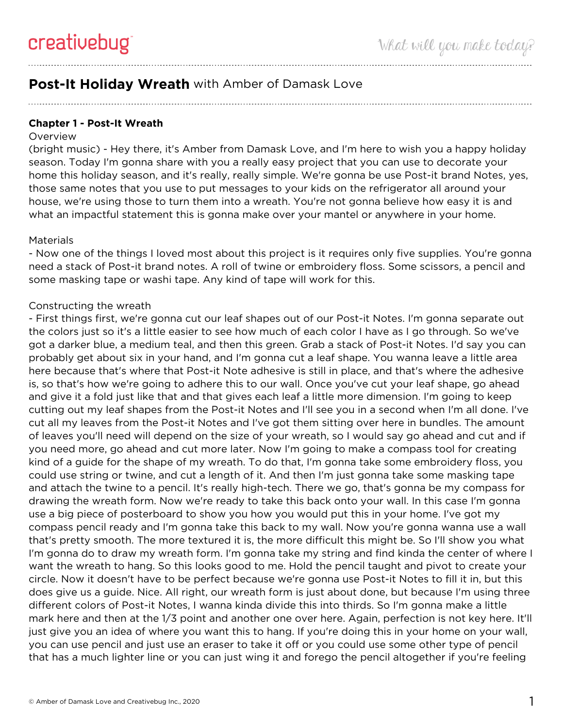# **Post-It Holiday Wreath** with Amber of Damask Love

## **Chapter 1 - Post-It Wreath**

Overview

(bright music) - Hey there, it's Amber from Damask Love, and I'm here to wish you a happy holiday season. Today I'm gonna share with you a really easy project that you can use to decorate your home this holiday season, and it's really, really simple. We're gonna be use Post-it brand Notes, yes, those same notes that you use to put messages to your kids on the refrigerator all around your house, we're using those to turn them into a wreath. You're not gonna believe how easy it is and what an impactful statement this is gonna make over your mantel or anywhere in your home.

Materials

- Now one of the things I loved most about this project is it requires only five supplies. You're gonna need a stack of Post-it brand notes. A roll of twine or embroidery floss. Some scissors, a pencil and some masking tape or washi tape. Any kind of tape will work for this.

Constructing the wreath

- First things first, we're gonna cut our leaf shapes out of our Post-it Notes. I'm gonna separate out the colors just so it's a little easier to see how much of each color I have as I go through. So we've got a darker blue, a medium teal, and then this green. Grab a stack of Post-it Notes. I'd say you can probably get about six in your hand, and I'm gonna cut a leaf shape. You wanna leave a little area here because that's where that Post-it Note adhesive is still in place, and that's where the adhesive is, so that's how we're going to adhere this to our wall. Once you've cut your leaf shape, go ahead and give it a fold just like that and that gives each leaf a little more dimension. I'm going to keep cutting out my leaf shapes from the Post-it Notes and I'll see you in a second when I'm all done. I've cut all my leaves from the Post-it Notes and I've got them sitting over here in bundles. The amount of leaves you'll need will depend on the size of your wreath, so I would say go ahead and cut and if you need more, go ahead and cut more later. Now I'm going to make a compass tool for creating kind of a guide for the shape of my wreath. To do that, I'm gonna take some embroidery floss, you could use string or twine, and cut a length of it. And then I'm just gonna take some masking tape and attach the twine to a pencil. It's really high-tech. There we go, that's gonna be my compass for drawing the wreath form. Now we're ready to take this back onto your wall. In this case I'm gonna use a big piece of posterboard to show you how you would put this in your home. I've got my compass pencil ready and I'm gonna take this back to my wall. Now you're gonna wanna use a wall that's pretty smooth. The more textured it is, the more difficult this might be. So I'll show you what I'm gonna do to draw my wreath form. I'm gonna take my string and find kinda the center of where I want the wreath to hang. So this looks good to me. Hold the pencil taught and pivot to create your circle. Now it doesn't have to be perfect because we're gonna use Post-it Notes to fill it in, but this does give us a guide. Nice. All right, our wreath form is just about done, but because I'm using three different colors of Post-it Notes, I wanna kinda divide this into thirds. So I'm gonna make a little mark here and then at the 1/3 point and another one over here. Again, perfection is not key here. It'll just give you an idea of where you want this to hang. If you're doing this in your home on your wall, you can use pencil and just use an eraser to take it off or you could use some other type of pencil that has a much lighter line or you can just wing it and forego the pencil altogether if you're feeling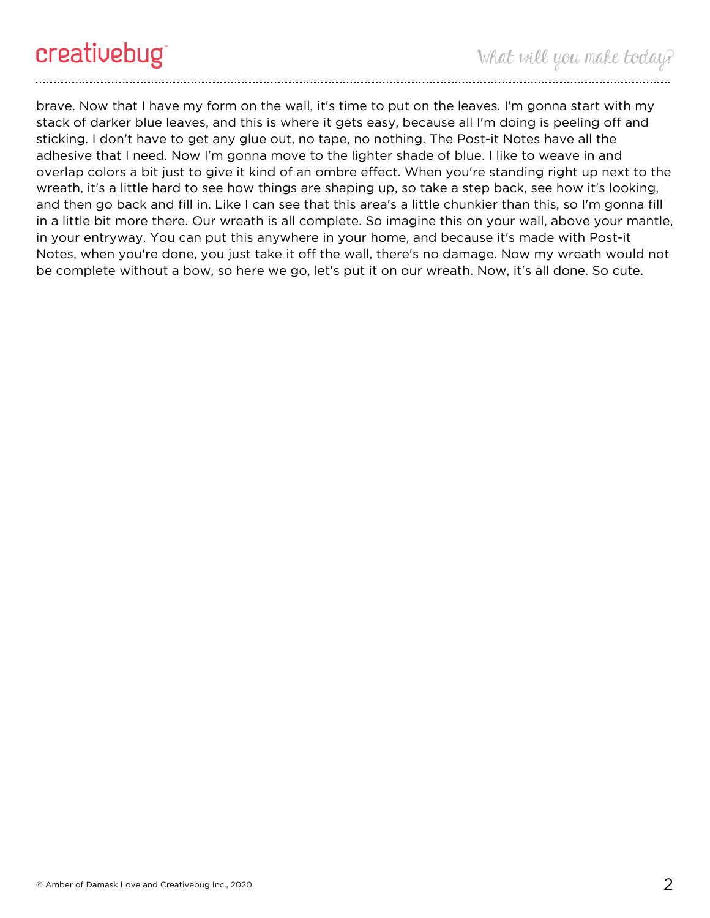brave. Now that I have my form on the wall, it's time to put on the leaves. I'm gonna start with my stack of darker blue leaves, and this is where it gets easy, because all I'm doing is peeling off and sticking. I don't have to get any glue out, no tape, no nothing. The Post-it Notes have all the adhesive that I need. Now I'm gonna move to the lighter shade of blue. I like to weave in and overlap colors a bit just to give it kind of an ombre effect. When you're standing right up next to the wreath, it's a little hard to see how things are shaping up, so take a step back, see how it's looking, and then go back and fill in. Like I can see that this area's a little chunkier than this, so I'm gonna fill in a little bit more there. Our wreath is all complete. So imagine this on your wall, above your mantle, in your entryway. You can put this anywhere in your home, and because it's made with Post-it Notes, when you're done, you just take it off the wall, there's no damage. Now my wreath would not be complete without a bow, so here we go, let's put it on our wreath. Now, it's all done. So cute.